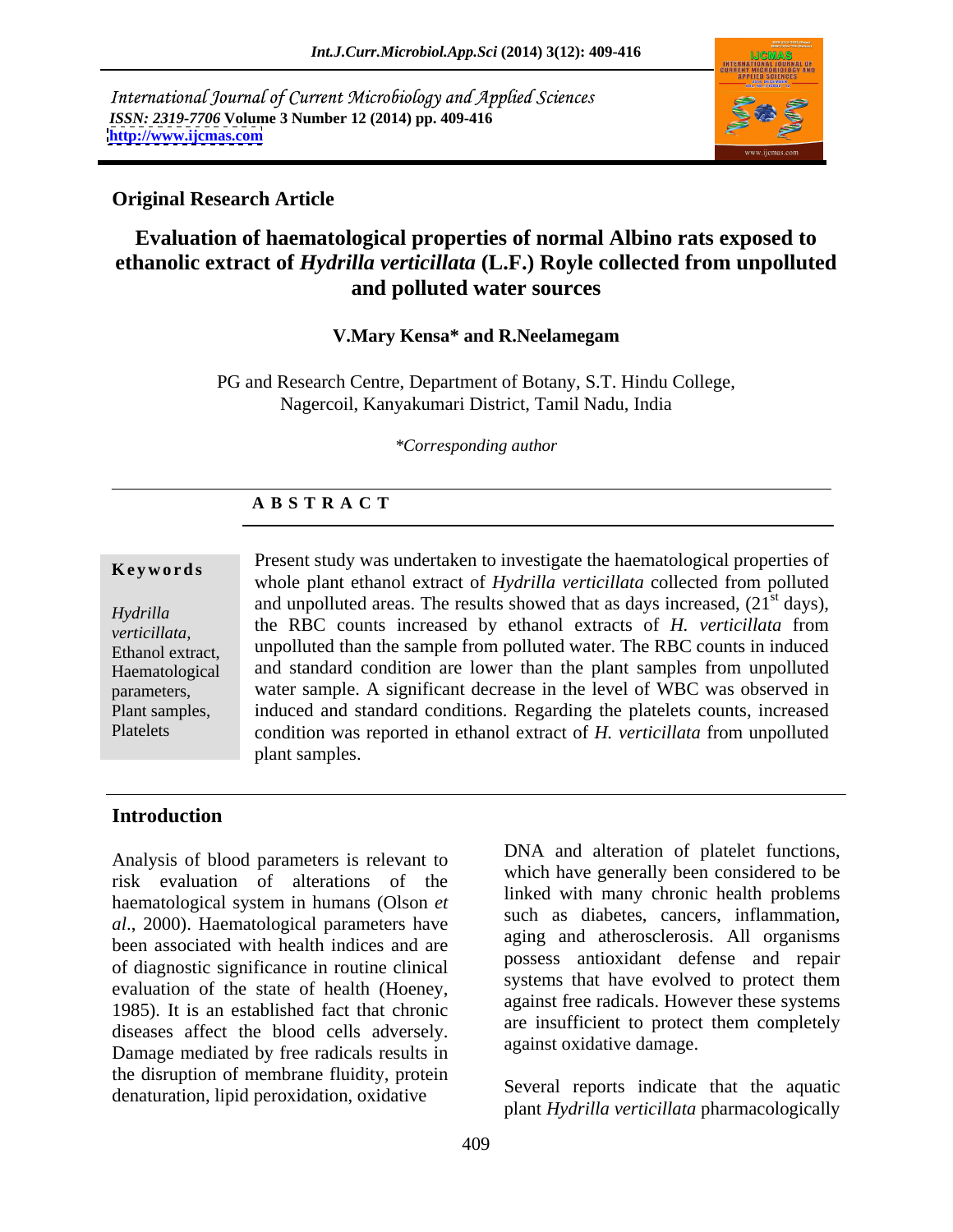International Journal of Current Microbiology and Applied Sciences
*ISSN: 2319-7706* **Volume 3 Number 12 (2014) pp. 409-416**
**http://www.ijcmas.com**

**Original Research Article**

# Evaluation of haematological properties of normal Albino rats exposed to ethanolic extract of *Hydrilla verticillata* (L.F.) Royle collected from unpolluted and polluted water sources

**V.Mary Kensa* and R.Neelamegam**

PG and Research Centre, Department of Botany, S.T. Hindu College, Nagercoil, Kanyakumari District, Tamil Nadu, India

*\*Corresponding author*

## A B S T R A C T

**Keywords**

*Hydrilla verticillata,* Ethanol extract, Haematological parameters, Plant samples, Platelets

Present study was undertaken to investigate the haematological properties of whole plant ethanol extract of *Hydrilla verticillata* collected from polluted and unpolluted areas. The results showed that as days increased, (21st days), the RBC counts increased by ethanol extracts of *H. verticillata* from unpolluted than the sample from polluted water. The RBC counts in induced and standard condition are lower than the plant samples from unpolluted water sample. A significant decrease in the level of WBC was observed in induced and standard conditions. Regarding the platelets counts, increased condition was reported in ethanol extract of *H. verticillata* from unpolluted plant samples.

## Introduction

Analysis of blood parameters is relevant to risk evaluation of alterations of the haematological system in humans (Olson *et al*., 2000). Haematological parameters have been associated with health indices and are of diagnostic significance in routine clinical evaluation of the state of health (Hoeney, 1985). It is an established fact that chronic diseases affect the blood cells adversely. Damage mediated by free radicals results in the disruption of membrane fluidity, protein denaturation, lipid peroxidation, oxidative DNA and alteration of platelet functions, which have generally been considered to be linked with many chronic health problems such as diabetes, cancers, inflammation, aging and atherosclerosis. All organisms possess antioxidant defense and repair systems that have evolved to protect them against free radicals. However these systems are insufficient to protect them completely against oxidative damage.

Several reports indicate that the aquatic plant *Hydrilla verticillata* pharmacologically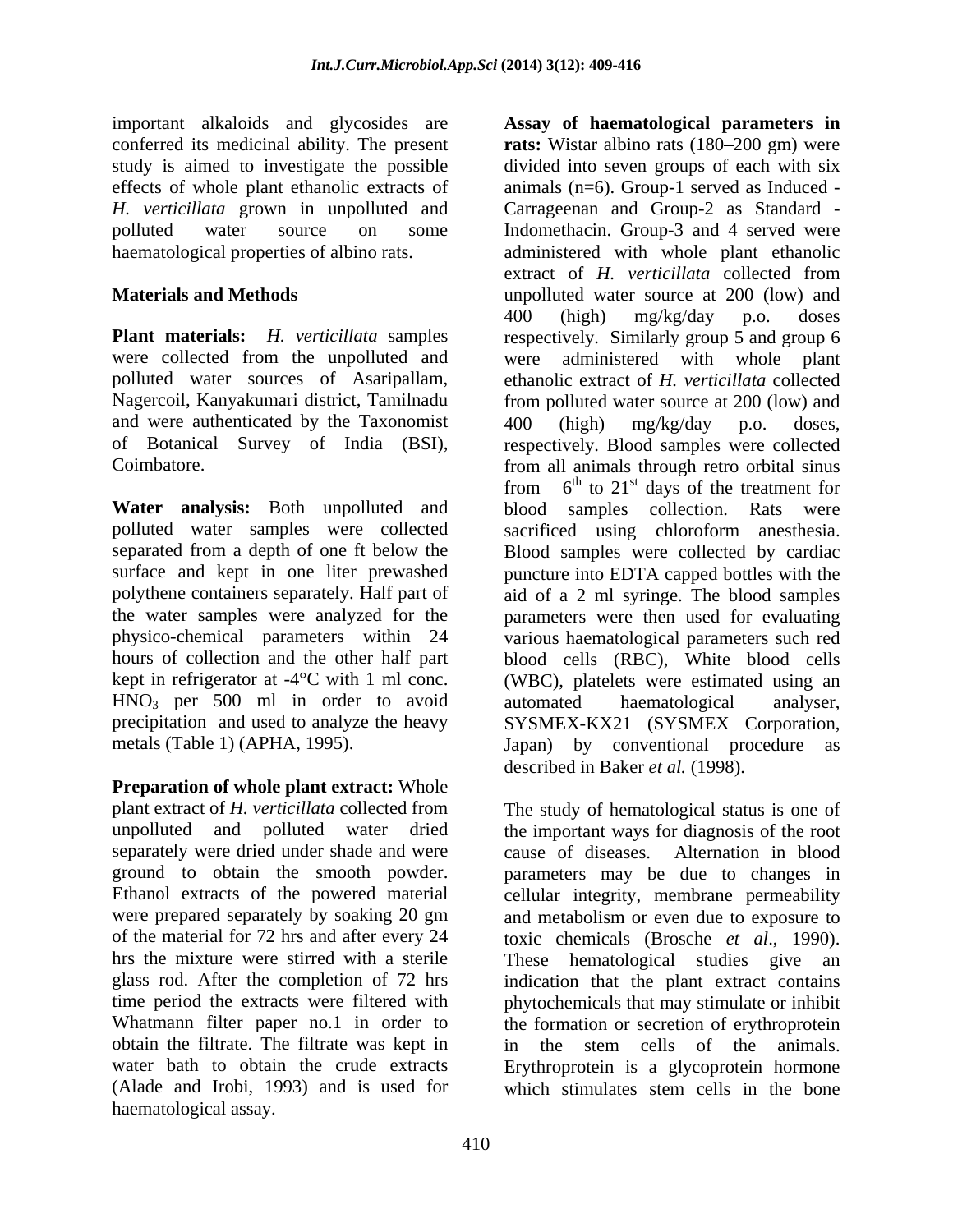important alkaloids and glycosides are conferred its medicinal ability. The present study is aimed to investigate the possible effects of whole plant ethanolic extracts of *H. verticillata* grown in unpolluted and polluted water source on some haematological properties of albino rats.

## Materials and Methods

**Plant materials:** *H. verticillata* samples were collected from the unpolluted and polluted water sources of Asaripallam, Nagercoil, Kanyakumari district, Tamilnadu and were authenticated by the Taxonomist of Botanical Survey of India (BSI), Coimbatore.

**Water analysis:** Both unpolluted and polluted water samples were collected separated from a depth of one ft below the surface and kept in one liter prewashed polythene containers separately. Half part of the water samples were analyzed for the physico-chemical parameters within 24 hours of collection and the other half part kept in refrigerator at -4°C with 1 ml conc. $HNO_3$ per 500 ml in order to avoid precipitation and used to analyze the heavy metals (Table 1) (APHA, 1995).

**Preparation of whole plant extract:** Whole plant extract of *H. verticillata* collected from unpolluted and polluted water dried separately were dried under shade and were ground to obtain the smooth powder. Ethanol extracts of the powered material were prepared separately by soaking 20 gm of the material for 72 hrs and after every 24 hrs the mixture were stirred with a sterile glass rod. After the completion of 72 hrs time period the extracts were filtered with Whatmann filter paper no.1 in order to obtain the filtrate. The filtrate was kept in water bath to obtain the crude extracts (Alade and Irobi, 1993) and is used for haematological assay.

**Assay of haematological parameters in rats:** Wistar albino rats (180–200 gm) were divided into seven groups of each with six animals (n=6). Group-1 served as Induced - Carrageenan and Group-2 as Standard - Indomethacin. Group-3 and 4 served were administered with whole plant ethanolic extract of *H. verticillata* collected from unpolluted water source at 200 (low) and 400 (high) mg/kg/day p.o. doses respectively. Similarly group 5 and group 6 were administered with whole plant ethanolic extract of *H. verticillata* collected from polluted water source at 200 (low) and 400 (high) mg/kg/day p.o. doses, respectively. Blood samples were collected from all animals through retro orbital sinus from 6$^{th}$ to 21$^{st}$ days of the treatment for blood samples collection. Rats were sacrificed using chloroform anesthesia. Blood samples were collected by cardiac puncture into EDTA capped bottles with the aid of a 2 ml syringe. The blood samples parameters were then used for evaluating various haematological parameters such red blood cells (RBC), White blood cells (WBC), platelets were estimated using an automated haematological analyser, SYSMEX-KX21 (SYSMEX Corporation, Japan) by conventional procedure as described in Baker *et al.* (1998).

The study of hematological status is one of the important ways for diagnosis of the root cause of diseases. Alternation in blood parameters may be due to changes in cellular integrity, membrane permeability and metabolism or even due to exposure to toxic chemicals (Brosche *et al*., 1990). These hematological studies give an indication that the plant extract contains phytochemicals that may stimulate or inhibit the formation or secretion of erythroprotein in the stem cells of the animals. Erythroprotein is a glycoprotein hormone which stimulates stem cells in the bone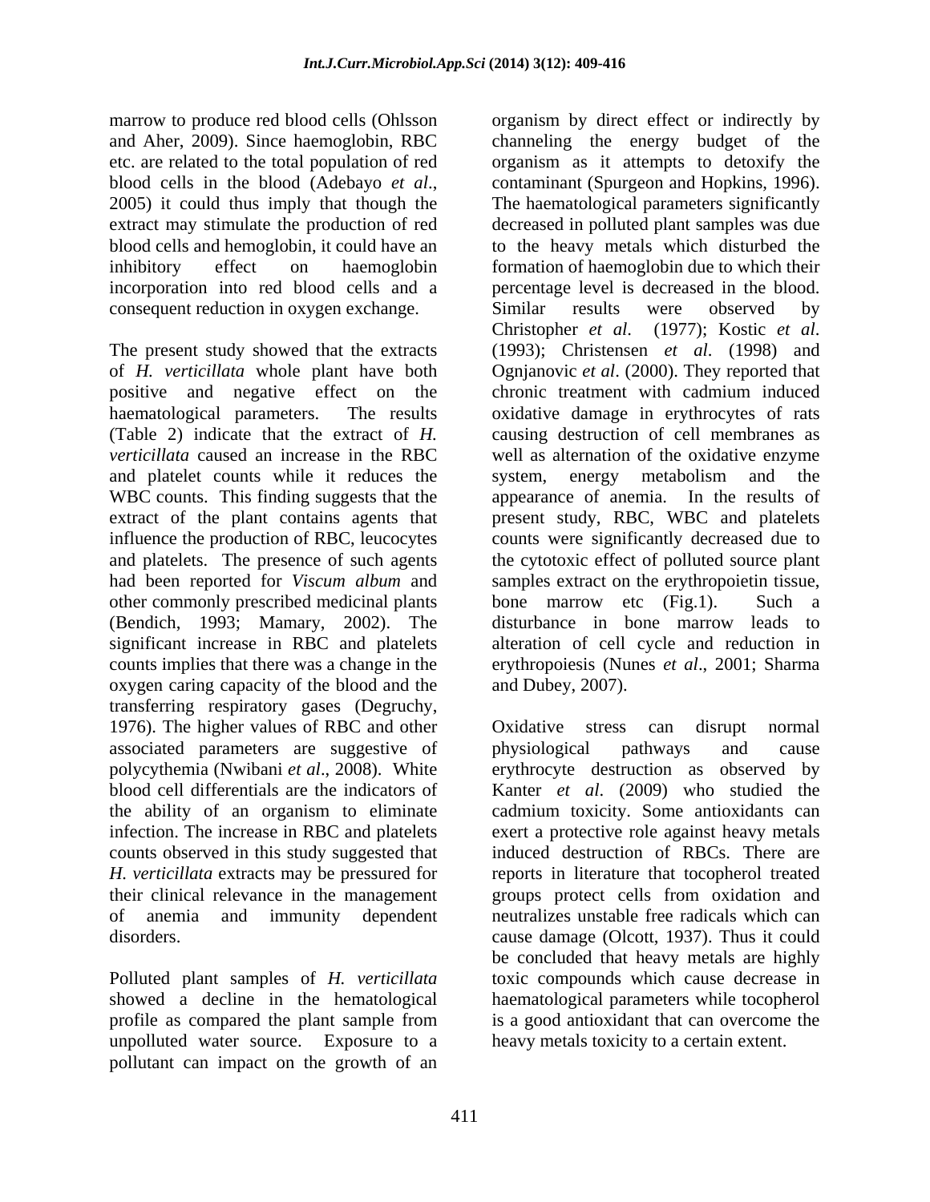marrow to produce red blood cells (Ohlsson and Aher, 2009). Since haemoglobin, RBC etc. are related to the total population of red blood cells in the blood (Adebayo *et al*., 2005) it could thus imply that though the extract may stimulate the production of red blood cells and hemoglobin, it could have an inhibitory effect on haemoglobin incorporation into red blood cells and a consequent reduction in oxygen exchange.

The present study showed that the extracts of *H. verticillata* whole plant have both positive and negative effect on the haematological parameters. The results (Table 2) indicate that the extract of *H. verticillata* caused an increase in the RBC and platelet counts while it reduces the WBC counts. This finding suggests that the extract of the plant contains agents that influence the production of RBC, leucocytes and platelets. The presence of such agents had been reported for *Viscum album* and other commonly prescribed medicinal plants (Bendich, 1993; Mamary, 2002). The significant increase in RBC and platelets counts implies that there was a change in the oxygen caring capacity of the blood and the transferring respiratory gases (Degruchy, 1976). The higher values of RBC and other associated parameters are suggestive of polycythemia (Nwibani *et al*., 2008). White blood cell differentials are the indicators of the ability of an organism to eliminate infection. The increase in RBC and platelets counts observed in this study suggested that *H. verticillata* extracts may be pressured for their clinical relevance in the management of anemia and immunity dependent disorders.

Polluted plant samples of *H. verticillata* showed a decline in the hematological profile as compared the plant sample from unpolluted water source. Exposure to a pollutant can impact on the growth of an organism by direct effect or indirectly by channeling the energy budget of the organism as it attempts to detoxify the contaminant (Spurgeon and Hopkins, 1996). The haematological parameters significantly decreased in polluted plant samples was due to the heavy metals which disturbed the formation of haemoglobin due to which their percentage level is decreased in the blood. Similar results were observed by Christopher *et al*. (1977); Kostic *et al*. (1993); Christensen *et al*. (1998) and Ognjanovic *et al*. (2000). They reported that chronic treatment with cadmium induced oxidative damage in erythrocytes of rats causing destruction of cell membranes as well as alternation of the oxidative enzyme system, energy metabolism and the appearance of anemia. In the results of present study, RBC, WBC and platelets counts were significantly decreased due to the cytotoxic effect of polluted source plant samples extract on the erythropoietin tissue, bone marrow etc (Fig.1). Such a disturbance in bone marrow leads to alteration of cell cycle and reduction in erythropoiesis (Nunes *et al*., 2001; Sharma and Dubey, 2007).

Oxidative stress can disrupt normal physiological pathways and cause erythrocyte destruction as observed by Kanter *et al*. (2009) who studied the cadmium toxicity. Some antioxidants can exert a protective role against heavy metals induced destruction of RBCs. There are reports in literature that tocopherol treated groups protect cells from oxidation and neutralizes unstable free radicals which can cause damage (Olcott, 1937). Thus it could be concluded that heavy metals are highly toxic compounds which cause decrease in haematological parameters while tocopherol is a good antioxidant that can overcome the heavy metals toxicity to a certain extent.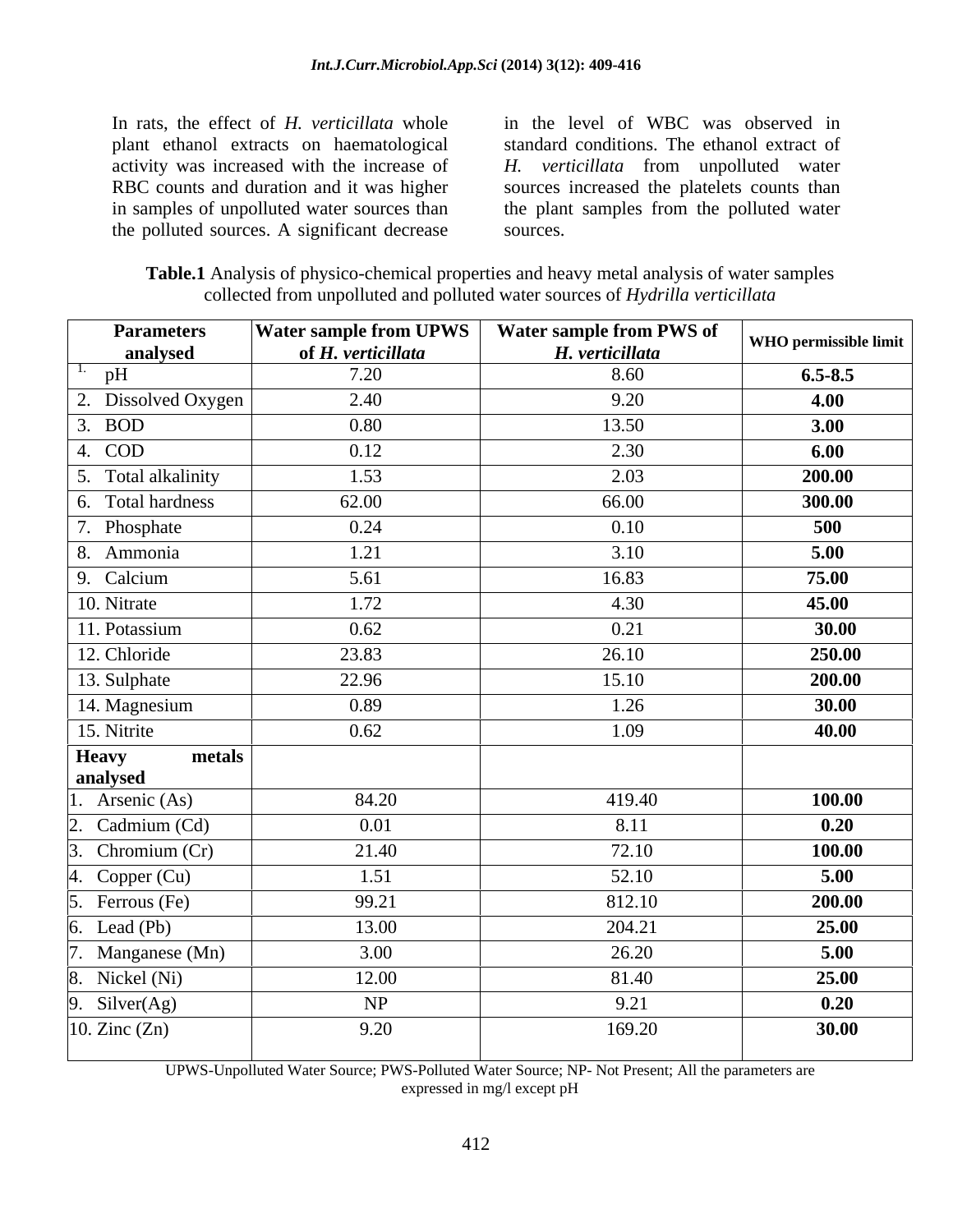In rats, the effect of *H. verticillata* whole plant ethanol extracts on haematological activity was increased with the increase of RBC counts and duration and it was higher in samples of unpolluted water sources than the polluted sources. A significant decrease in the level of WBC was observed in standard conditions. The ethanol extract of *H. verticillata* from unpolluted water sources increased the platelets counts than the plant samples from the polluted water sources.

**Table.1** Analysis of physico-chemical properties and heavy metal analysis of water samples collected from unpolluted and polluted water sources of *Hydrilla verticillata*

| Parameters analysed | Water sample from UPWS of *H. verticillata* | Water sample from PWS of *H. verticillata* | WHO permissible limit |
|---|---|---|---|
| 1. pH | 7.20 | 8.60 | **6.5-8.5** |
| 2. Dissolved Oxygen | 2.40 | 9.20 | **4.00** |
| 3. BOD | 0.80 | 13.50 | **3.00** |
| 4. COD | 0.12 | 2.30 | **6.00** |
| 5. Total alkalinity | 1.53 | 2.03 | **200.00** |
| 6. Total hardness | 62.00 | 66.00 | **300.00** |
| 7. Phosphate | 0.24 | 0.10 | **500** |
| 8. Ammonia | 1.21 | 3.10 | **5.00** |
| 9. Calcium | 5.61 | 16.83 | **75.00** |
| 10. Nitrate | 1.72 | 4.30 | **45.00** |
| 11. Potassium | 0.62 | 0.21 | **30.00** |
| 12. Chloride | 23.83 | 26.10 | **250.00** |
| 13. Sulphate | 22.96 | 15.10 | **200.00** |
| 14. Magnesium | 0.89 | 1.26 | **30.00** |
| 15. Nitrite | 0.62 | 1.09 | **40.00** |
| **Heavy metals analysed** | | | |
| 1. Arsenic (As) | 84.20 | 419.40 | **100.00** |
| 2. Cadmium (Cd) | 0.01 | 8.11 | **0.20** |
| 3. Chromium (Cr) | 21.40 | 72.10 | **100.00** |
| 4. Copper (Cu) | 1.51 | 52.10 | **5.00** |
| 5. Ferrous (Fe) | 99.21 | 812.10 | **200.00** |
| 6. Lead (Pb) | 13.00 | 204.21 | **25.00** |
| 7. Manganese (Mn) | 3.00 | 26.20 | **5.00** |
| 8. Nickel (Ni) | 12.00 | 81.40 | **25.00** |
| 9. Silver(Ag) | NP | 9.21 | **0.20** |
| 10. Zinc (Zn) | 9.20 | 169.20 | **30.00** |

UPWS-Unpolluted Water Source; PWS-Polluted Water Source; NP- Not Present; All the parameters are expressed in mg/l except pH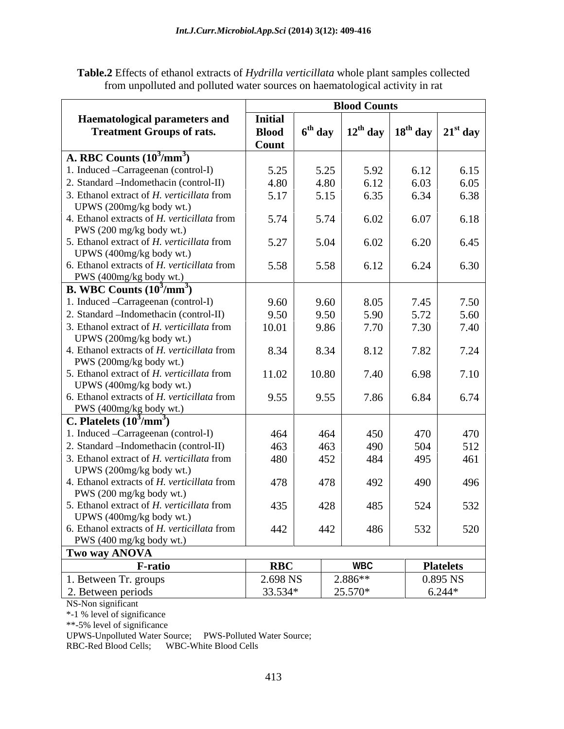**Table.2** Effects of ethanol extracts of *Hydrilla verticillata* whole plant samples collected from unpolluted and polluted water sources on haematological activity in rat

| Haematological parameters and Treatment Groups of rats. | Blood Counts | | | | |
|---|---|---|---|---|---|
| | Initial Blood Count | $6^{th}$ day | $12^{th}$ day | $18^{th}$ day | $21^{st}$ day |
| **A. RBC Counts ($10^3$/mm$^3$)** | | | | | |
| 1. Induced –Carrageenan (control-I) | 5.25 | 5.25 | 5.92 | 6.12 | 6.15 |
| 2. Standard –Indomethacin (control-II) | 4.80 | 4.80 | 6.12 | 6.03 | 6.05 |
| 3. Ethanol extract of *H. verticillata* from UPWS (200mg/kg body wt.) | 5.17 | 5.15 | 6.35 | 6.34 | 6.38 |
| 4. Ethanol extracts of *H. verticillata* from PWS (200 mg/kg body wt.) | 5.74 | 5.74 | 6.02 | 6.07 | 6.18 |
| 5. Ethanol extract of *H. verticillata* from UPWS (400mg/kg body wt.) | 5.27 | 5.04 | 6.02 | 6.20 | 6.45 |
| 6. Ethanol extracts of *H. verticillata* from PWS (400mg/kg body wt.) | 5.58 | 5.58 | 6.12 | 6.24 | 6.30 |
| **B. WBC Counts ($10^3$/mm$^3$)** | | | | | |
| 1. Induced –Carrageenan (control-I) | 9.60 | 9.60 | 8.05 | 7.45 | 7.50 |
| 2. Standard –Indomethacin (control-II) | 9.50 | 9.50 | 5.90 | 5.72 | 5.60 |
| 3. Ethanol extract of *H. verticillata* from UPWS (200mg/kg body wt.) | 10.01 | 9.86 | 7.70 | 7.30 | 7.40 |
| 4. Ethanol extracts of *H. verticillata* from PWS (200mg/kg body wt.) | 8.34 | 8.34 | 8.12 | 7.82 | 7.24 |
| 5. Ethanol extract of *H. verticillata* from UPWS (400mg/kg body wt.) | 11.02 | 10.80 | 7.40 | 6.98 | 7.10 |
| 6. Ethanol extracts of *H. verticillata* from PWS (400mg/kg body wt.) | 9.55 | 9.55 | 7.86 | 6.84 | 6.74 |
| **C. Platelets ($10^3$/mm$^3$)** | | | | | |
| 1. Induced –Carrageenan (control-I) | 464 | 464 | 450 | 470 | 470 |
| 2. Standard –Indomethacin (control-II) | 463 | 463 | 490 | 504 | 512 |
| 3. Ethanol extract of *H. verticillata* from UPWS (200mg/kg body wt.) | 480 | 452 | 484 | 495 | 461 |
| 4. Ethanol extracts of *H. verticillata* from PWS (200 mg/kg body wt.) | 478 | 478 | 492 | 490 | 496 |
| 5. Ethanol extract of *H. verticillata* from UPWS (400mg/kg body wt.) | 435 | 428 | 485 | 524 | 532 |
| 6. Ethanol extracts of *H. verticillata* from PWS (400 mg/kg body wt.) | 442 | 442 | 486 | 532 | 520 |

| **Two way ANOVA** | | | |
|---|---|---|---|
| **F-ratio** | **RBC** | **WBC** | **Platelets** |
| 1. Between Tr. groups | 2.698 NS | 2.886** | 0.895 NS |
| 2. Between periods | 33.534* | 25.570* | 6.244* |

NS-Non significant

*-1 % level of significance

**-5% level of significance

UPWS-Unpolluted Water Source; PWS-Polluted Water Source;

RBC-Red Blood Cells; WBC-White Blood Cells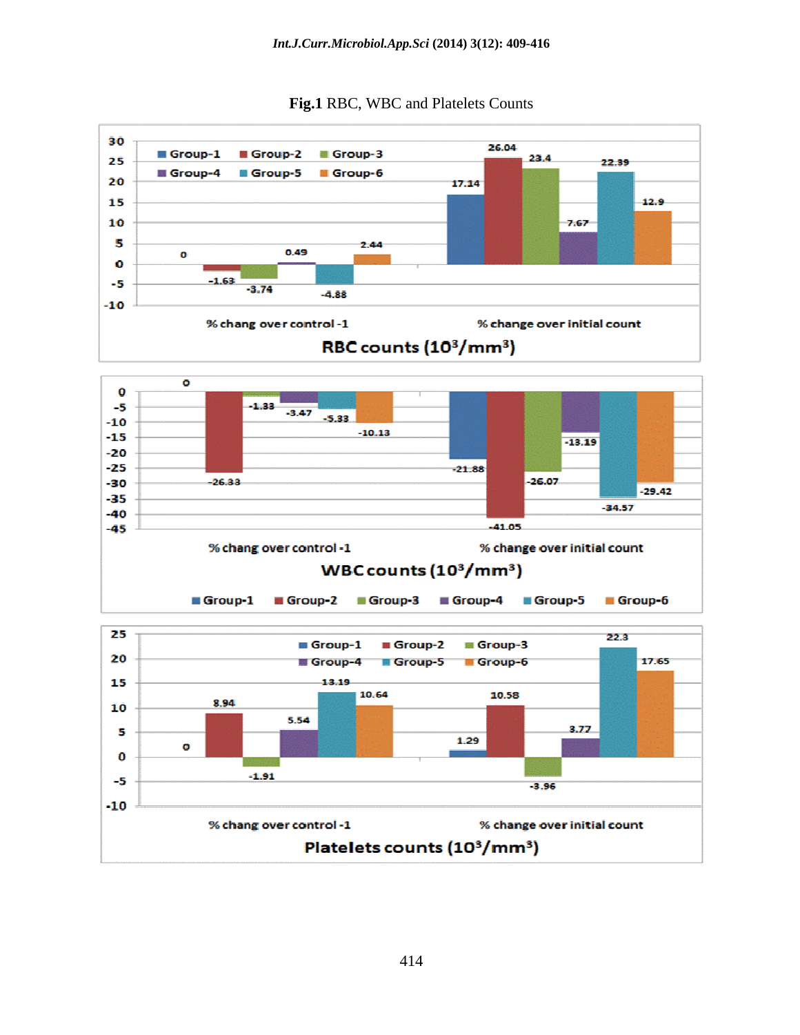**Fig.1** RBC, WBC and Platelets Counts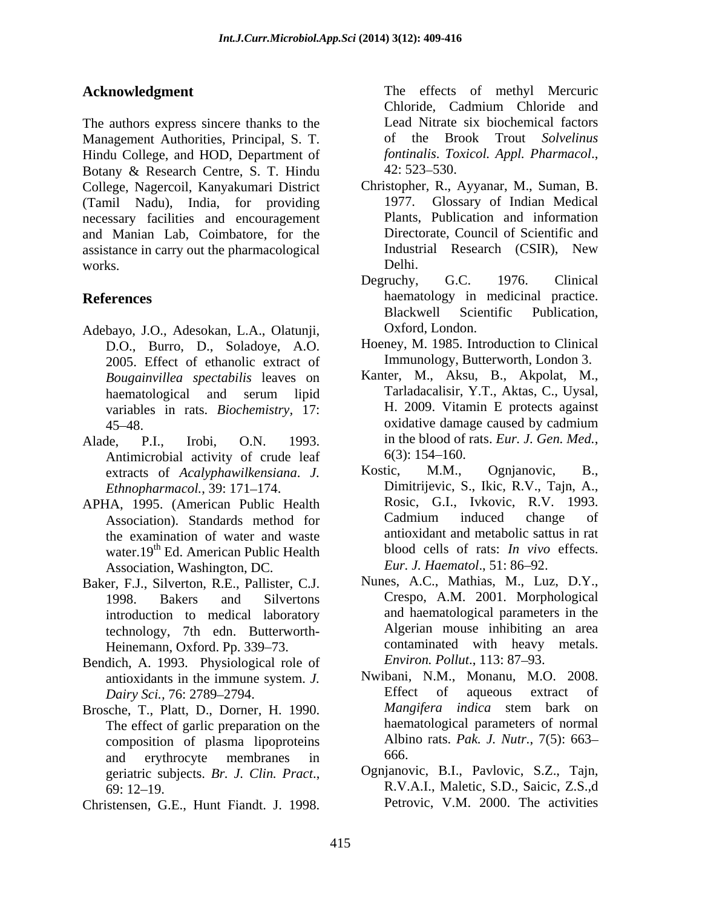## Acknowledgment

The authors express sincere thanks to the Management Authorities, Principal, S. T. Hindu College, and HOD, Department of Botany & Research Centre, S. T. Hindu College, Nagercoil, Kanyakumari District (Tamil Nadu), India, for providing necessary facilities and encouragement and Manian Lab, Coimbatore, for the assistance in carry out the pharmacological works.

## References

Adebayo, J.O., Adesokan, L.A., Olatunji, D.O., Burro, D., Soladoye, A.O. 2005. Effect of ethanolic extract of *Bougainvillea spectabilis* leaves on haematological and serum lipid variables in rats. *Biochemistry*, 17: 45–48.

Alade, P.I., Irobi, O.N. 1993. Antimicrobial activity of crude leaf extracts of *Acalyphawilkensiana*. *J. Ethnopharmacol.*, 39: 171–174.

APHA, 1995. (American Public Health Association). Standards method for the examination of water and waste water.19th Ed. American Public Health Association, Washington, DC.

Baker, F.J., Silverton, R.E., Pallister, C.J. 1998. Bakers and Silvertons introduction to medical laboratory technology, 7th edn. Butterworth-Heinemann, Oxford. Pp. 339–73.

Bendich, A. 1993. Physiological role of antioxidants in the immune system. *J. Dairy Sci.*, 76: 2789–2794.

Brosche, T., Platt, D., Dorner, H. 1990. The effect of garlic preparation on the composition of plasma lipoproteins and erythrocyte membranes in geriatric subjects. *Br. J. Clin. Pract*., 69: 12–19.

Christensen, G.E., Hunt Fiandt. J. 1998. The effects of methyl Mercuric Chloride, Cadmium Chloride and Lead Nitrate six biochemical factors of the Brook Trout *Solvelinus fontinalis*. *Toxicol. Appl. Pharmacol*., 42: 523–530.

Christopher, R., Ayyanar, M., Suman, B. 1977. Glossary of Indian Medical Plants, Publication and information Directorate, Council of Scientific and Industrial Research (CSIR), New Delhi.

Degruchy, G.C. 1976. Clinical haematology in medicinal practice. Blackwell Scientific Publication, Oxford, London.

Hoeney, M. 1985. Introduction to Clinical Immunology, Butterworth, London 3.

Kanter, M., Aksu, B., Akpolat, M., Tarladacalisir, Y.T., Aktas, C., Uysal, H. 2009. Vitamin E protects against oxidative damage caused by cadmium in the blood of rats. *Eur. J. Gen. Med.*, 6(3): 154–160.

Kostic, M.M., Ognjanovic, B., Dimitrijevic, S., Ikic, R.V., Tajn, A., Rosic, G.I., Ivkovic, R.V. 1993. Cadmium induced change of antioxidant and metabolic sattus in rat blood cells of rats: *In vivo* effects. *Eur. J. Haematol*., 51: 86–92.

Nunes, A.C., Mathias, M., Luz, D.Y., Crespo, A.M. 2001. Morphological and haematological parameters in the Algerian mouse inhibiting an area contaminated with heavy metals. *Environ. Pollut*., 113: 87–93.

Nwibani, N.M., Monanu, M.O. 2008. Effect of aqueous extract of *Mangifera indica* stem bark on haematological parameters of normal Albino rats. *Pak. J. Nutr*., 7(5): 663–666.

Ognjanovic, B.I., Pavlovic, S.Z., Tajn, R.V.A.I., Maletic, S.D., Saicic, Z.S.,d Petrovic, V.M. 2000. The activities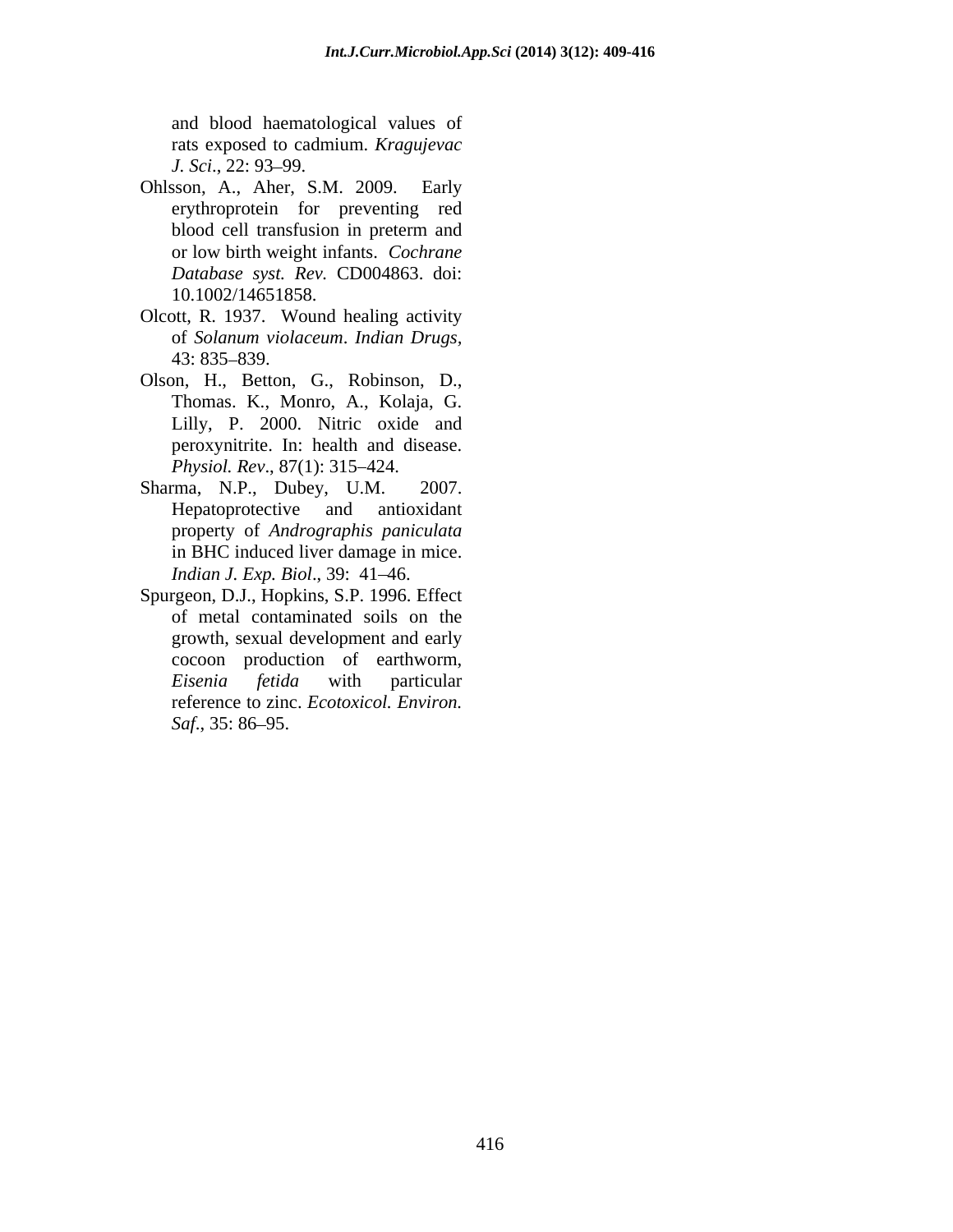and blood haematological values of rats exposed to cadmium. *Kragujevac J. Sci*., 22: 93–99.

Ohlsson, A., Aher, S.M. 2009. Early erythroprotein for preventing red blood cell transfusion in preterm and or low birth weight infants. *Cochrane Database syst. Rev.* CD004863. doi: 10.1002/14651858.

Olcott, R. 1937. Wound healing activity of *Solanum violaceum*. *Indian Drugs*, 43: 835–839.

Olson, H., Betton, G., Robinson, D., Thomas. K., Monro, A., Kolaja, G. Lilly, P. 2000. Nitric oxide and peroxynitrite. In: health and disease. *Physiol. Rev*., 87(1): 315–424.

Sharma, N.P., Dubey, U.M. 2007. Hepatoprotective and antioxidant property of *Andrographis paniculata* in BHC induced liver damage in mice. *Indian J. Exp. Biol*., 39: 41–46.

Spurgeon, D.J., Hopkins, S.P. 1996. Effect of metal contaminated soils on the growth, sexual development and early cocoon production of earthworm, *Eisenia fetida* with particular reference to zinc. *Ecotoxicol. Environ. Saf*., 35: 86–95.